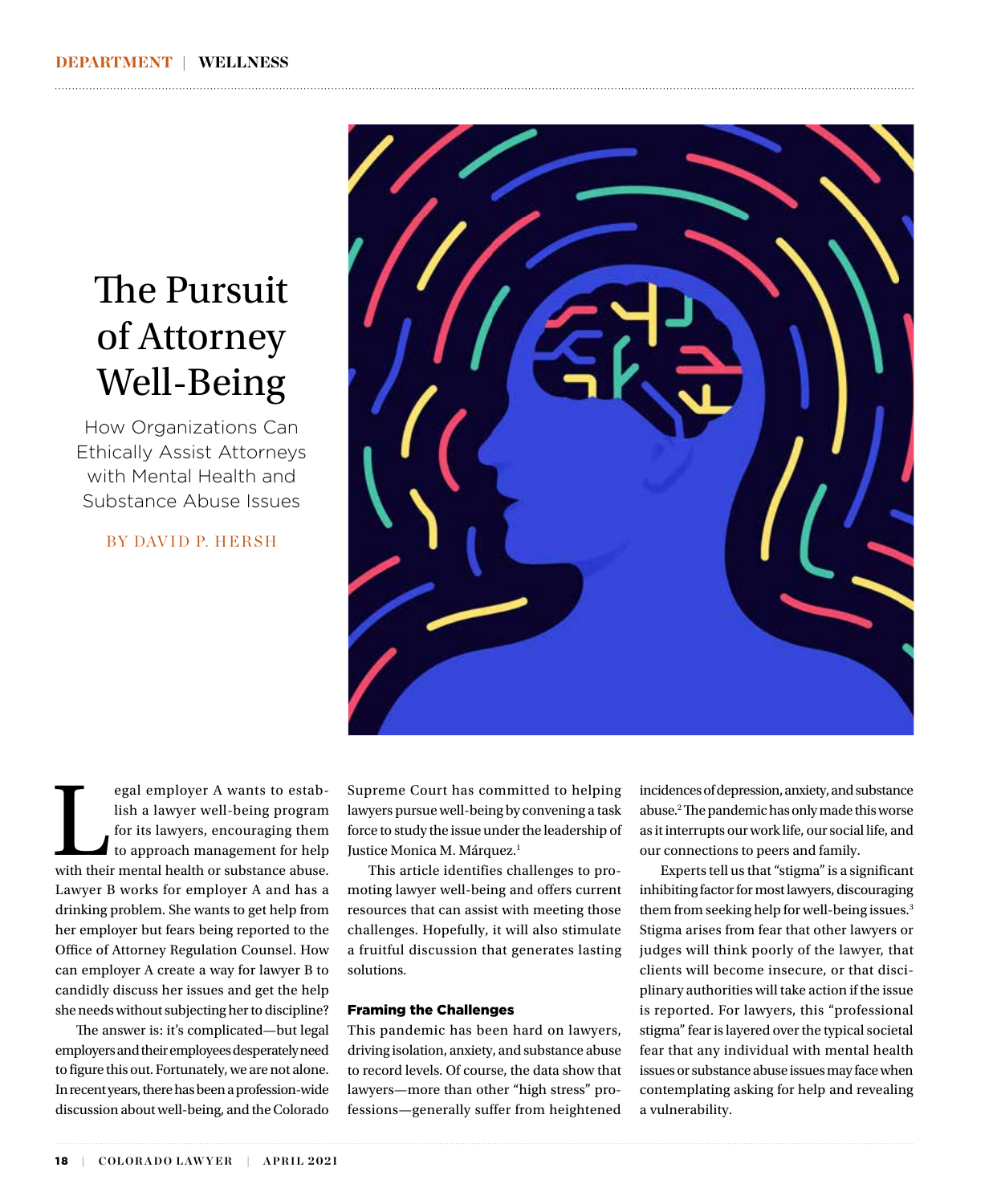DEPARTMENT | WELLNESS

# The Pursuit of Attorney Well-Being

## How Organizations Can Ethically Assist Attorneys with Mental Health and Substance Abuse Issues

BY DAVID P. HERSH

Legal employer A wants to establish a lawyer well-being program for its lawyers, encouraging them to approach management for help with their mental health or substance abuse. Lawyer B works for employer A and has a drinking problem. She wants to get help from her employer but fears being reported to the Office of Attorney Regulation Counsel. How can employer A create a way for lawyer B to candidly discuss her issues and get the help she needs without subjecting her to discipline?

The answer is: it's complicated—but legal employers and their employees desperately need to figure this out. Fortunately, we are not alone. In recent years, there has been a profession-wide discussion about well-being, and the Colorado Supreme Court has committed to helping lawyers pursue well-being by convening a task force to study the issue under the leadership of Justice Monica M. Márquez.[1]

This article identifies challenges to promoting lawyer well-being and offers current resources that can assist with meeting those challenges. Hopefully, it will also stimulate a fruitful discussion that generates lasting solutions.

### Framing the Challenges

This pandemic has been hard on lawyers, driving isolation, anxiety, and substance abuse to record levels. Of course, the data show that lawyers—more than other "high stress" professions—generally suffer from heightened incidences of depression, anxiety, and substance abuse.[2] The pandemic has only made this worse as it interrupts our work life, our social life, and our connections to peers and family.

Experts tell us that "stigma" is a significant inhibiting factor for most lawyers, discouraging them from seeking help for well-being issues.[3] Stigma arises from fear that other lawyers or judges will think poorly of the lawyer, that clients will become insecure, or that disciplinary authorities will take action if the issue is reported. For lawyers, this "professional stigma" fear is layered over the typical societal fear that any individual with mental health issues or substance abuse issues may face when contemplating asking for help and revealing a vulnerability.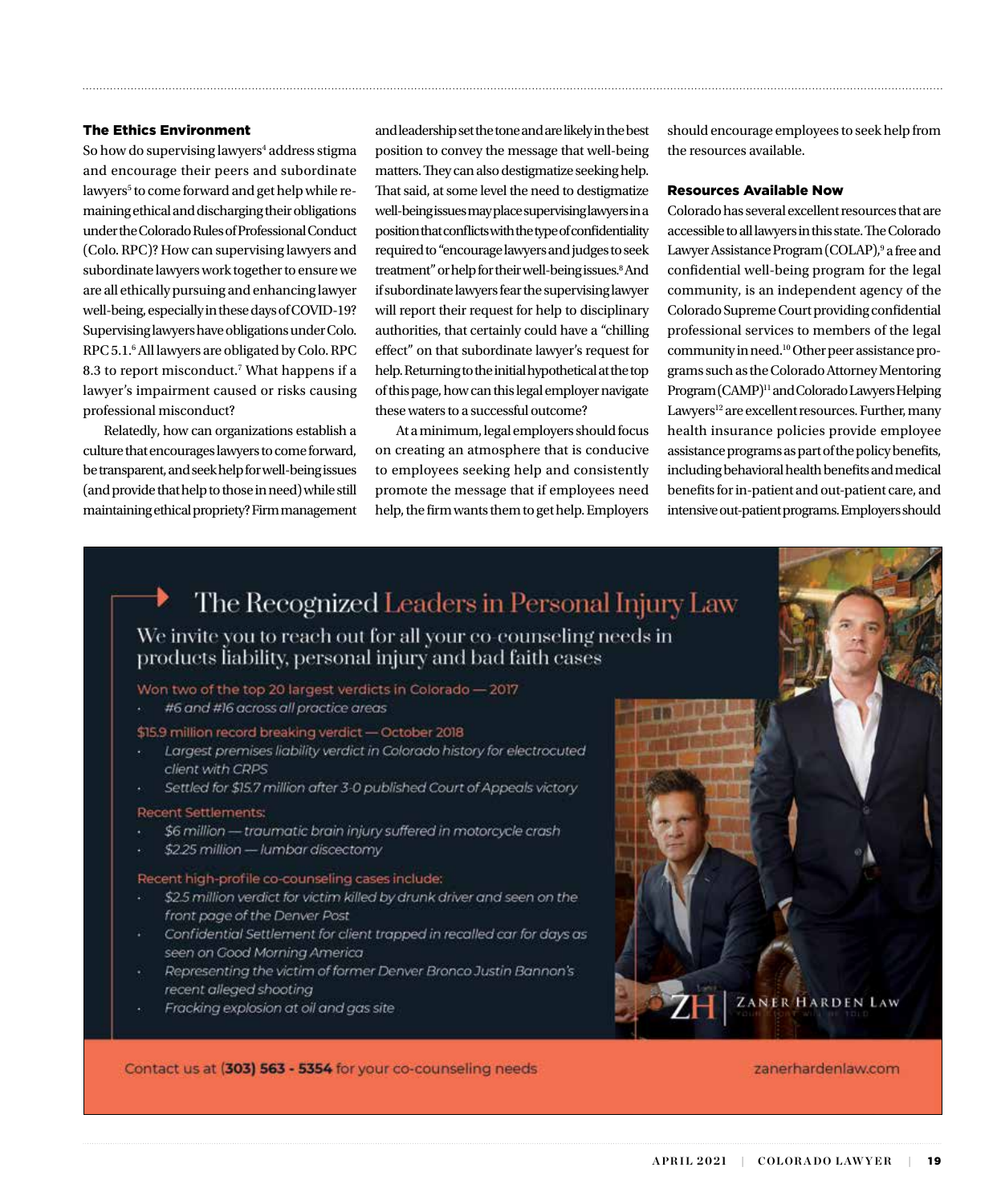### The Ethics Environment

So how do supervising lawyers[4] address stigma and encourage their peers and subordinate lawyers[5] to come forward and get help while remaining ethical and discharging their obligations under the Colorado Rules of Professional Conduct (Colo. RPC)? How can supervising lawyers and subordinate lawyers work together to ensure we are all ethically pursuing and enhancing lawyer well-being, especially in these days of COVID-19? Supervising lawyers have obligations under Colo. RPC 5.1.[6] All lawyers are obligated by Colo. RPC 8.3 to report misconduct.[7] What happens if a lawyer's impairment caused or risks causing professional misconduct?

Relatedly, how can organizations establish a culture that encourages lawyers to come forward, be transparent, and seek help for well-being issues (and provide that help to those in need) while still maintaining ethical propriety? Firm management and leadership set the tone and are likely in the best position to convey the message that well-being matters. They can also destigmatize seeking help. That said, at some level the need to destigmatize well-being issues may place supervising lawyers in a position that conflicts with the type of confidentiality required to "encourage lawyers and judges to seek treatment" or help for their well-being issues.[8] And if subordinate lawyers fear the supervising lawyer will report their request for help to disciplinary authorities, that certainly could have a "chilling effect" on that subordinate lawyer's request for help. Returning to the initial hypothetical at the top of this page, how can this legal employer navigate these waters to a successful outcome?

At a minimum, legal employers should focus on creating an atmosphere that is conducive to employees seeking help and consistently promote the message that if employees need help, the firm wants them to get help. Employers should encourage employees to seek help from the resources available.

### Resources Available Now

Colorado has several excellent resources that are accessible to all lawyers in this state. The Colorado Lawyer Assistance Program (COLAP),[9] a free and confidential well-being program for the legal community, is an independent agency of the Colorado Supreme Court providing confidential professional services to members of the legal community in need.[10] Other peer assistance programs such as the Colorado Attorney Mentoring Program (CAMP)[11] and Colorado Lawyers Helping Lawyers[12] are excellent resources. Further, many health insurance policies provide employee assistance programs as part of the policy benefits, including behavioral health benefits and medical benefits for in-patient and out-patient care, and intensive out-patient programs. Employers should

The Recognized Leaders in Personal Injury Law

We invite you to reach out for all your co-counseling needs in products liability, personal injury and bad faith cases

Won two of the top 20 largest verdicts in Colorado — 2017

- *#6 and #16 across all practice areas*

$15.9 million record breaking verdict — October 2018

- *Largest premises liability verdict in Colorado history for electrocuted client with CRPS*
- *Settled for $15.7 million after 3-0 published Court of Appeals victory*

Recent Settlements:

- *$6 million — traumatic brain injury suffered in motorcycle crash*
- *$2.25 million — lumbar discectomy*

Recent high-profile co-counseling cases include:

- *$2.5 million verdict for victim killed by drunk driver and seen on the front page of the Denver Post*
- *Confidential Settlement for client trapped in recalled car for days as seen on Good Morning America*
- *Representing the victim of former Denver Bronco Justin Bannon's recent alleged shooting*
- *Fracking explosion at oil and gas site*

ZH ZANER HARDEN LAW

Contact us at **(303) 563 - 5354** for your co-counseling needs

zanerhardenlaw.com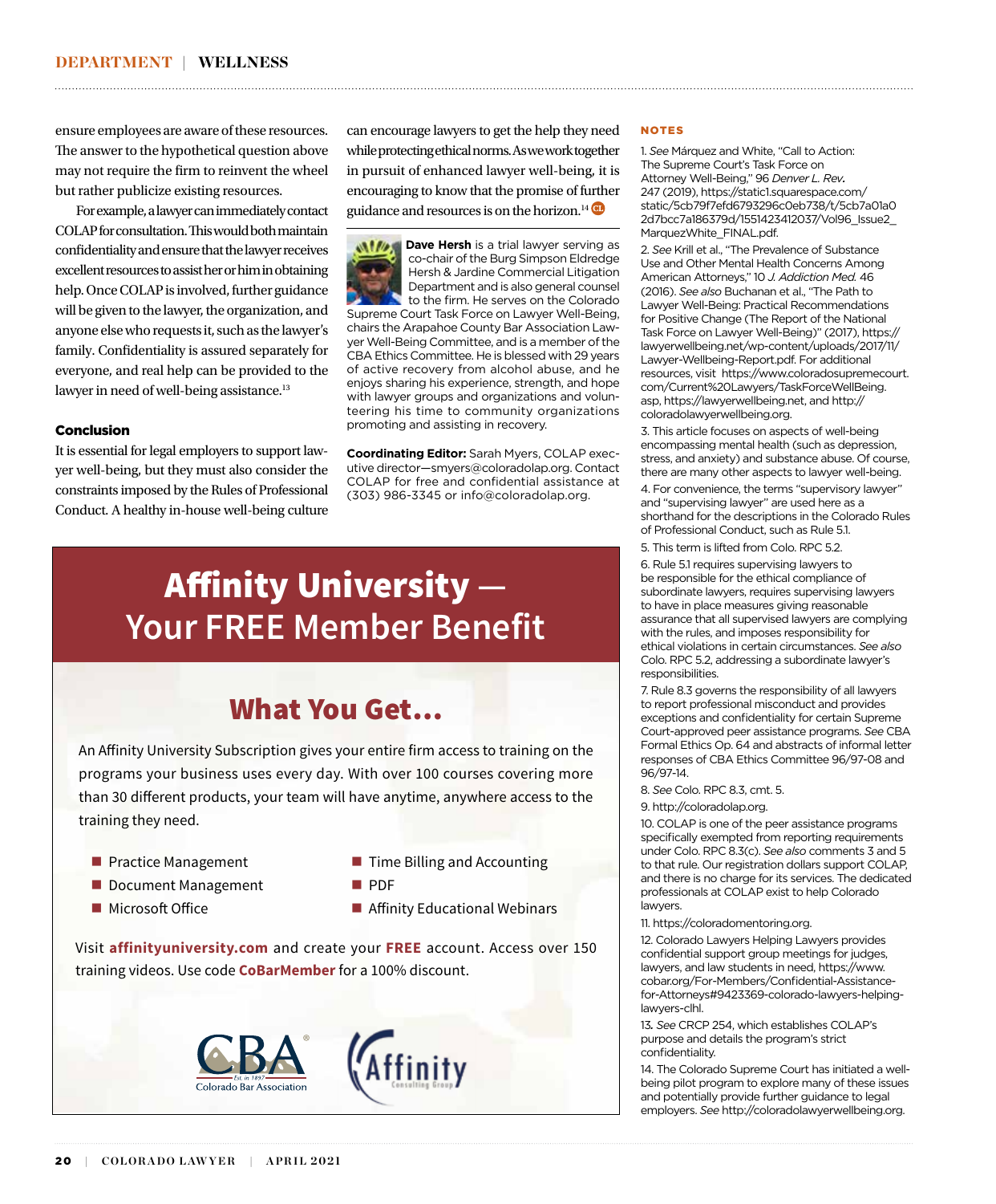ensure employees are aware of these resources. The answer to the hypothetical question above may not require the firm to reinvent the wheel but rather publicize existing resources.

For example, a lawyer can immediately contact COLAP for consultation. This would both maintain confidentiality and ensure that the lawyer receives excellent resources to assist her or him in obtaining help. Once COLAP is involved, further guidance will be given to the lawyer, the organization, and anyone else who requests it, such as the lawyer's family. Confidentiality is assured separately for everyone, and real help can be provided to the lawyer in need of well-being assistance.[13]

### Conclusion

It is essential for legal employers to support lawyer well-being, but they must also consider the constraints imposed by the Rules of Professional Conduct. A healthy in-house well-being culture can encourage lawyers to get the help they need while protecting ethical norms. As we work together in pursuit of enhanced lawyer well-being, it is encouraging to know that the promise of further guidance and resources is on the horizon.[14]

**Dave Hersh** is a trial lawyer serving as co-chair of the Burg Simpson Eldredge Hersh & Jardine Commercial Litigation Department and is also general counsel to the firm. He serves on the Colorado Supreme Court Task Force on Lawyer Well-Being, chairs the Arapahoe County Bar Association Lawyer Well-Being Committee, and is a member of the CBA Ethics Committee. He is blessed with 29 years of active recovery from alcohol abuse, and he enjoys sharing his experience, strength, and hope with lawyer groups and organizations and volunteering his time to community organizations promoting and assisting in recovery.

**Coordinating Editor:** Sarah Myers, COLAP executive director—smyers@coloradolap.org. Contact COLAP for free and confidential assistance at (303) 986-3345 or info@coloradolap.org.

# Affinity University — Your FREE Member Benefit

## What You Get...

An Affinity University Subscription gives your entire firm access to training on the programs your business uses every day. With over 100 courses covering more than 30 different products, your team will have anytime, anywhere access to the training they need.

- Practice Management
- Document Management
- Microsoft Office
- Time Billing and Accounting
- PDF
- Affinity Educational Webinars

Visit **affinityuniversity.com** and create your **FREE** account. Access over 150 training videos. Use code **CoBarMember** for a 100% discount.

CBA Est. in 1897 Colorado Bar Association

Affinity Consulting Group

### NOTES

1. *See* Márquez and White, "Call to Action: The Supreme Court's Task Force on Attorney Well-Being," 96 *Denver L. Rev.* 247 (2019), https://static1.squarespace.com/static/5cb79f7efd6793296c0eb738/t/5cb7a01a02d7bcc7a186379d/1551423412037/Vol96_Issue2_MarquezWhite_FINAL.pdf.

2. *See* Krill et al., "The Prevalence of Substance Use and Other Mental Health Concerns Among American Attorneys," 10 *J. Addiction Med.* 46 (2016). *See also* Buchanan et al., "The Path to Lawyer Well-Being: Practical Recommendations for Positive Change (The Report of the National Task Force on Lawyer Well-Being)" (2017), https://lawyerwellbeing.net/wp-content/uploads/2017/11/Lawyer-Wellbeing-Report.pdf. For additional resources, visit https://www.coloradosupremecourt.com/Current%20Lawyers/TaskForceWellBeing.asp, https://lawyerwellbeing.net, and http://coloradolawyerwellbeing.org.

3. This article focuses on aspects of well-being encompassing mental health (such as depression, stress, and anxiety) and substance abuse. Of course, there are many other aspects to lawyer well-being.

4. For convenience, the terms "supervisory lawyer" and "supervising lawyer" are used here as a shorthand for the descriptions in the Colorado Rules of Professional Conduct, such as Rule 5.1.

5. This term is lifted from Colo. RPC 5.2.

6. Rule 5.1 requires supervising lawyers to be responsible for the ethical compliance of subordinate lawyers, requires supervising lawyers to have in place measures giving reasonable assurance that all supervised lawyers are complying with the rules, and imposes responsibility for ethical violations in certain circumstances. *See also* Colo. RPC 5.2, addressing a subordinate lawyer's responsibilities.

7. Rule 8.3 governs the responsibility of all lawyers to report professional misconduct and provides exceptions and confidentiality for certain Supreme Court-approved peer assistance programs. *See* CBA Formal Ethics Op. 64 and abstracts of informal letter responses of CBA Ethics Committee 96/97-08 and 96/97-14.

8. *See* Colo. RPC 8.3, cmt. 5.

9. http://coloradolap.org.

10. COLAP is one of the peer assistance programs specifically exempted from reporting requirements under Colo. RPC 8.3(c). *See also* comments 3 and 5 to that rule. Our registration dollars support COLAP, and there is no charge for its services. The dedicated professionals at COLAP exist to help Colorado lawyers.

11. https://coloradomentoring.org.

12. Colorado Lawyers Helping Lawyers provides confidential support group meetings for judges, lawyers, and law students in need, https://www.cobar.org/For-Members/Confidential-Assistance-for-Attorneys#9423369-colorado-lawyers-helping-lawyers-clhl.

13. *See* CRCP 254, which establishes COLAP's purpose and details the program's strict confidentiality.

14. The Colorado Supreme Court has initiated a well-being pilot program to explore many of these issues and potentially provide further guidance to legal employers. *See* http://coloradolawyerwellbeing.org.